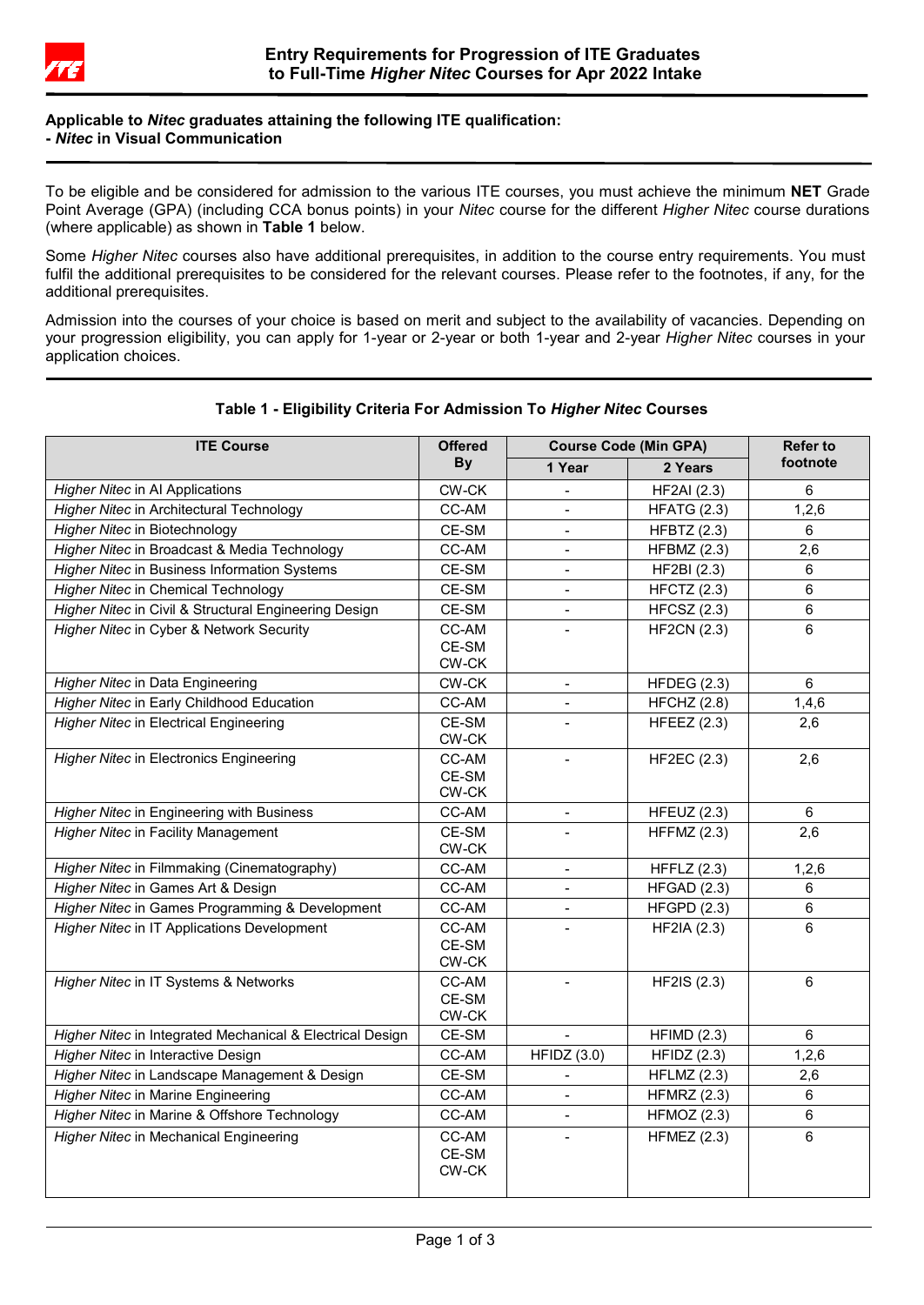# Entry Requirements for Progression of ITE Graduates to Full-Time *Higher Nitec* Courses for Apr 2022 Intake

**Applicable to *Nitec* graduates attaining the following ITE qualification:**
**- *Nitec* in Visual Communication**

To be eligible and be considered for admission to the various ITE courses, you must achieve the minimum **NET** Grade Point Average (GPA) (including CCA bonus points) in your *Nitec* course for the different *Higher Nitec* course durations (where applicable) as shown in **Table 1** below.

Some *Higher Nitec* courses also have additional prerequisites, in addition to the course entry requirements. You must fulfil the additional prerequisites to be considered for the relevant courses. Please refer to the footnotes, if any, for the additional prerequisites.

Admission into the courses of your choice is based on merit and subject to the availability of vacancies. Depending on your progression eligibility, you can apply for 1-year or 2-year or both 1-year and 2-year *Higher Nitec* courses in your application choices.

**Table 1 - Eligibility Criteria For Admission To *Higher Nitec* Courses**

| ITE Course | Offered By | Course Code (Min GPA) | | Refer to footnote |
|---|---|---|---|---|
| | | 1 Year | 2 Years | |
| *Higher Nitec* in AI Applications | CW-CK | - | HF2AI (2.3) | 6 |
| *Higher Nitec* in Architectural Technology | CC-AM | - | HFATG (2.3) | 1,2,6 |
| *Higher Nitec* in Biotechnology | CE-SM | - | HFBTZ (2.3) | 6 |
| *Higher Nitec* in Broadcast & Media Technology | CC-AM | - | HFBMZ (2.3) | 2,6 |
| *Higher Nitec* in Business Information Systems | CE-SM | - | HF2BI (2.3) | 6 |
| *Higher Nitec* in Chemical Technology | CE-SM | - | HFCTZ (2.3) | 6 |
| *Higher Nitec* in Civil & Structural Engineering Design | CE-SM | - | HFCSZ (2.3) | 6 |
| *Higher Nitec* in Cyber & Network Security | CC-AM CE-SM CW-CK | - | HF2CN (2.3) | 6 |
| *Higher Nitec* in Data Engineering | CW-CK | - | HFDEG (2.3) | 6 |
| *Higher Nitec* in Early Childhood Education | CC-AM | - | HFCHZ (2.8) | 1,4,6 |
| *Higher Nitec* in Electrical Engineering | CE-SM CW-CK | - | HFEEZ (2.3) | 2,6 |
| *Higher Nitec* in Electronics Engineering | CC-AM CE-SM CW-CK | - | HF2EC (2.3) | 2,6 |
| *Higher Nitec* in Engineering with Business | CC-AM | - | HFEUZ (2.3) | 6 |
| *Higher Nitec* in Facility Management | CE-SM CW-CK | - | HFFMZ (2.3) | 2,6 |
| *Higher Nitec* in Filmmaking (Cinematography) | CC-AM | - | HFFLZ (2.3) | 1,2,6 |
| *Higher Nitec* in Games Art & Design | CC-AM | - | HFGAD (2.3) | 6 |
| *Higher Nitec* in Games Programming & Development | CC-AM | - | HFGPD (2.3) | 6 |
| *Higher Nitec* in IT Applications Development | CC-AM CE-SM CW-CK | - | HF2IA (2.3) | 6 |
| *Higher Nitec* in IT Systems & Networks | CC-AM CE-SM CW-CK | - | HF2IS (2.3) | 6 |
| *Higher Nitec* in Integrated Mechanical & Electrical Design | CE-SM | - | HFIMD (2.3) | 6 |
| *Higher Nitec* in Interactive Design | CC-AM | HFIDZ (3.0) | HFIDZ (2.3) | 1,2,6 |
| *Higher Nitec* in Landscape Management & Design | CE-SM | - | HFLMZ (2.3) | 2,6 |
| *Higher Nitec* in Marine Engineering | CC-AM | - | HFMRZ (2.3) | 6 |
| *Higher Nitec* in Marine & Offshore Technology | CC-AM | - | HFMOZ (2.3) | 6 |
| *Higher Nitec* in Mechanical Engineering | CC-AM CE-SM CW-CK | - | HFMEZ (2.3) | 6 |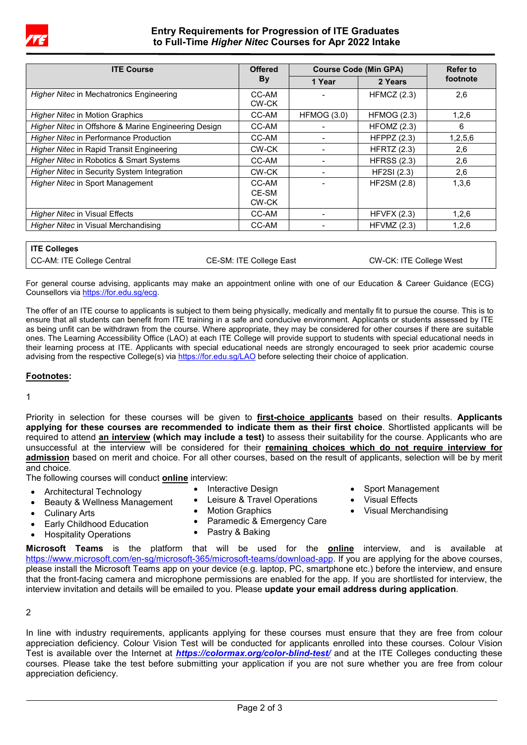# Entry Requirements for Progression of ITE Graduates to Full-Time *Higher Nitec* Courses for Apr 2022 Intake

| ITE Course | Offered By | Course Code (Min GPA) | | Refer to footnote |
|---|---|---|---|---|
| | | 1 Year | 2 Years | |
| *Higher Nitec* in Mechatronics Engineering | CC-AM CW-CK | - | HFMCZ (2.3) | 2,6 |
| *Higher Nitec* in Motion Graphics | CC-AM | HFMOG (3.0) | HFMOG (2.3) | 1,2,6 |
| *Higher Nitec* in Offshore & Marine Engineering Design | CC-AM | - | HFOMZ (2.3) | 6 |
| *Higher Nitec* in Performance Production | CC-AM | - | HFPPZ (2.3) | 1,2,5,6 |
| *Higher Nitec* in Rapid Transit Engineering | CW-CK | - | HFRTZ (2.3) | 2,6 |
| *Higher Nitec* in Robotics & Smart Systems | CC-AM | - | HFRSS (2.3) | 2,6 |
| *Higher Nitec* in Security System Integration | CW-CK | - | HF2SI (2.3) | 2,6 |
| *Higher Nitec* in Sport Management | CC-AM CE-SM CW-CK | - | HF2SM (2.8) | 1,3,6 |
| *Higher Nitec* in Visual Effects | CC-AM | - | HFVFX (2.3) | 1,2,6 |
| *Higher Nitec* in Visual Merchandising | CC-AM | - | HFVMZ (2.3) | 1,2,6 |

| ITE Colleges | | |
|---|---|---|
| CC-AM: ITE College Central | CE-SM: ITE College East | CW-CK: ITE College West |

For general course advising, applicants may make an appointment online with one of our Education & Career Guidance (ECG) Counsellors via https://for.edu.sg/ecg.

The offer of an ITE course to applicants is subject to them being physically, medically and mentally fit to pursue the course. This is to ensure that all students can benefit from ITE training in a safe and conducive environment. Applicants or students assessed by ITE as being unfit can be withdrawn from the course. Where appropriate, they may be considered for other courses if there are suitable ones. The Learning Accessibility Office (LAO) at each ITE College will provide support to students with special educational needs in their learning process at ITE. Applicants with special educational needs are strongly encouraged to seek prior academic course advising from the respective College(s) via https://for.edu.sg/LAO before selecting their choice of application.

## Footnotes:

1

Priority in selection for these courses will be given to **first-choice applicants** based on their results. **Applicants applying for these courses are recommended to indicate them as their first choice**. Shortlisted applicants will be required to attend **an interview (which may include a test)** to assess their suitability for the course. Applicants who are unsuccessful at the interview will be considered for their **remaining choices which do not require interview for admission** based on merit and choice. For all other courses, based on the result of applicants, selection will be by merit and choice.

The following courses will conduct **online** interview:

- Architectural Technology
- Beauty & Wellness Management
- Culinary Arts
- Early Childhood Education
- Hospitality Operations
- Interactive Design
- Leisure & Travel Operations
- Motion Graphics
- Paramedic & Emergency Care
- Pastry & Baking
- Sport Management
- Visual Effects
- Visual Merchandising

**Microsoft Teams** is the platform that will be used for the **online** interview, and is available at https://www.microsoft.com/en-sg/microsoft-365/microsoft-teams/download-app. If you are applying for the above courses, please install the Microsoft Teams app on your device (e.g. laptop, PC, smartphone etc.) before the interview, and ensure that the front-facing camera and microphone permissions are enabled for the app. If you are shortlisted for interview, the interview invitation and details will be emailed to you. Please **update your email address during application**.

2

In line with industry requirements, applicants applying for these courses must ensure that they are free from colour appreciation deficiency. Colour Vision Test will be conducted for applicants enrolled into these courses. Colour Vision Test is available over the Internet at ***https://colormax.org/color-blind-test/*** and at the ITE Colleges conducting these courses. Please take the test before submitting your application if you are not sure whether you are free from colour appreciation deficiency.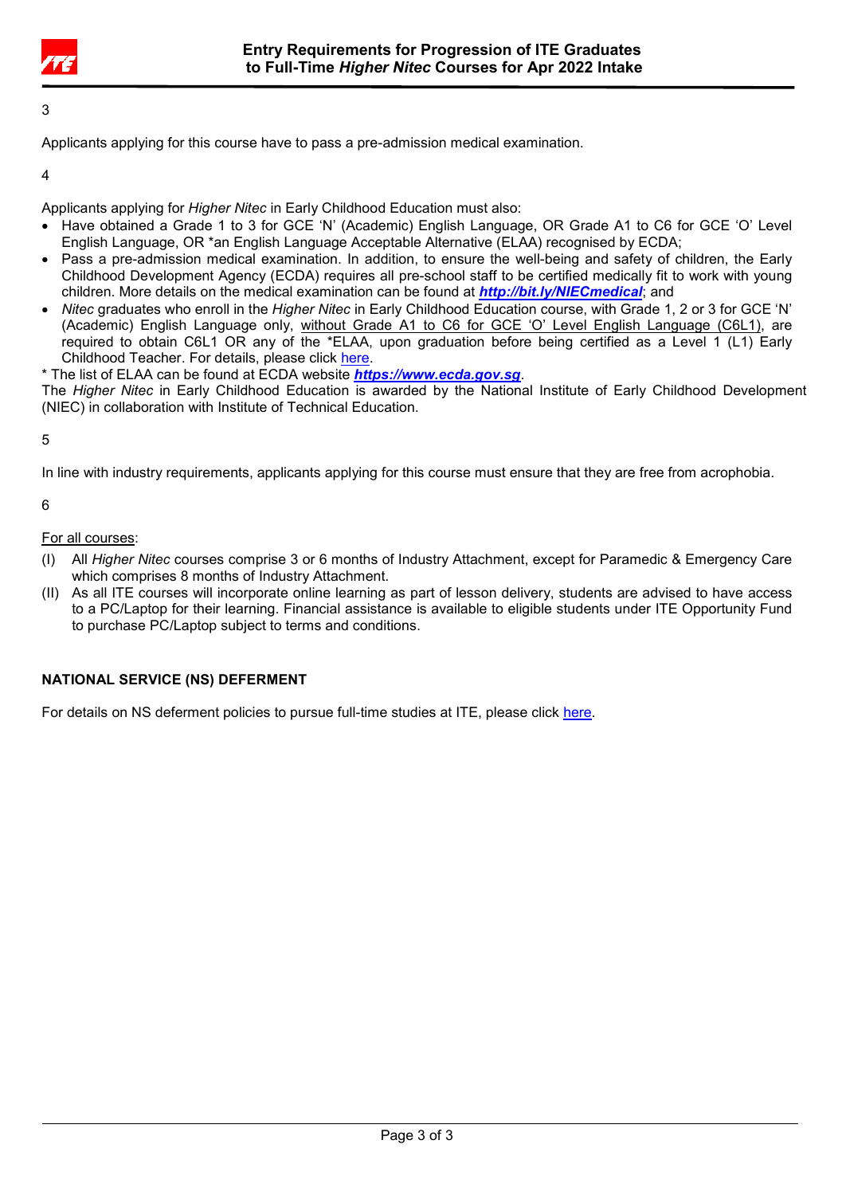3

Applicants applying for this course have to pass a pre-admission medical examination.

4

Applicants applying for *Higher Nitec* in Early Childhood Education must also:

- Have obtained a Grade 1 to 3 for GCE 'N' (Academic) English Language, OR Grade A1 to C6 for GCE 'O' Level English Language, OR *an English Language Acceptable Alternative (ELAA) recognised by ECDA;
- Pass a pre-admission medical examination. In addition, to ensure the well-being and safety of children, the Early Childhood Development Agency (ECDA) requires all pre-school staff to be certified medically fit to work with young children. More details on the medical examination can be found at ***http://bit.ly/NIECmedical***; and
- *Nitec* graduates who enroll in the *Higher Nitec* in Early Childhood Education course, with Grade 1, 2 or 3 for GCE 'N' (Academic) English Language only, without Grade A1 to C6 for GCE 'O' Level English Language (C6L1), are required to obtain C6L1 OR any of the *ELAA, upon graduation before being certified as a Level 1 (L1) Early Childhood Teacher. For details, please click here.

* The list of ELAA can be found at ECDA website ***https://www.ecda.gov.sg***.

The *Higher Nitec* in Early Childhood Education is awarded by the National Institute of Early Childhood Development (NIEC) in collaboration with Institute of Technical Education.

5

In line with industry requirements, applicants applying for this course must ensure that they are free from acrophobia.

6

For all courses:

(I) All *Higher Nitec* courses comprise 3 or 6 months of Industry Attachment, except for Paramedic & Emergency Care which comprises 8 months of Industry Attachment.

(II) As all ITE courses will incorporate online learning as part of lesson delivery, students are advised to have access to a PC/Laptop for their learning. Financial assistance is available to eligible students under ITE Opportunity Fund to purchase PC/Laptop subject to terms and conditions.

**NATIONAL SERVICE (NS) DEFERMENT**

For details on NS deferment policies to pursue full-time studies at ITE, please click here.